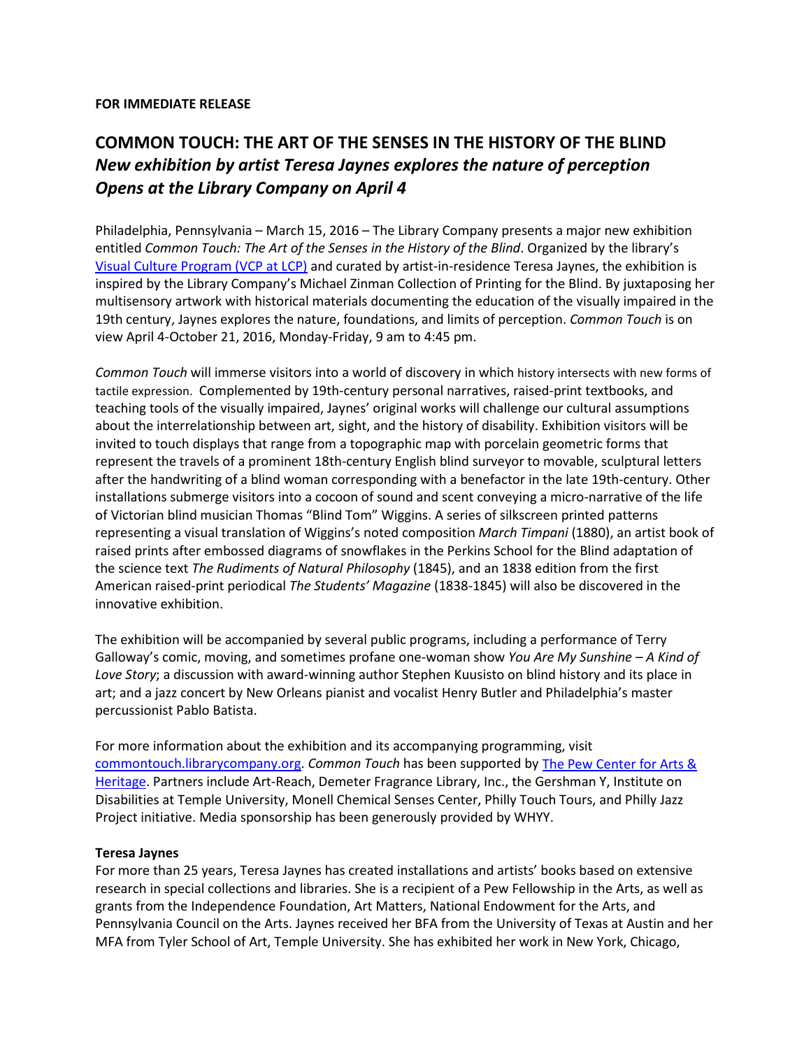**FOR IMMEDIATE RELEASE**

# COMMON TOUCH: THE ART OF THE SENSES IN THE HISTORY OF THE BLIND

## *New exhibition by artist Teresa Jaynes explores the nature of perception*
## *Opens at the Library Company on April 4*

Philadelphia, Pennsylvania – March 15, 2016 – The Library Company presents a major new exhibition entitled *Common Touch: The Art of the Senses in the History of the Blind*. Organized by the library's [Visual Culture Program (VCP at LCP)](#) and curated by artist-in-residence Teresa Jaynes, the exhibition is inspired by the Library Company's Michael Zinman Collection of Printing for the Blind. By juxtaposing her multisensory artwork with historical materials documenting the education of the visually impaired in the 19th century, Jaynes explores the nature, foundations, and limits of perception. *Common Touch* is on view April 4-October 21, 2016, Monday-Friday, 9 am to 4:45 pm.

*Common Touch* will immerse visitors into a world of discovery in which history intersects with new forms of tactile expression. Complemented by 19th-century personal narratives, raised-print textbooks, and teaching tools of the visually impaired, Jaynes' original works will challenge our cultural assumptions about the interrelationship between art, sight, and the history of disability. Exhibition visitors will be invited to touch displays that range from a topographic map with porcelain geometric forms that represent the travels of a prominent 18th-century English blind surveyor to movable, sculptural letters after the handwriting of a blind woman corresponding with a benefactor in the late 19th-century. Other installations submerge visitors into a cocoon of sound and scent conveying a micro-narrative of the life of Victorian blind musician Thomas "Blind Tom" Wiggins. A series of silkscreen printed patterns representing a visual translation of Wiggins's noted composition *March Timpani* (1880), an artist book of raised prints after embossed diagrams of snowflakes in the Perkins School for the Blind adaptation of the science text *The Rudiments of Natural Philosophy* (1845), and an 1838 edition from the first American raised-print periodical *The Students' Magazine* (1838-1845) will also be discovered in the innovative exhibition.

The exhibition will be accompanied by several public programs, including a performance of Terry Galloway's comic, moving, and sometimes profane one-woman show *You Are My Sunshine – A Kind of Love Story*; a discussion with award-winning author Stephen Kuusisto on blind history and its place in art; and a jazz concert by New Orleans pianist and vocalist Henry Butler and Philadelphia's master percussionist Pablo Batista.

For more information about the exhibition and its accompanying programming, visit [commontouch.librarycompany.org](#). *Common Touch* has been supported by [The Pew Center for Arts & Heritage](#). Partners include Art-Reach, Demeter Fragrance Library, Inc., the Gershman Y, Institute on Disabilities at Temple University, Monell Chemical Senses Center, Philly Touch Tours, and Philly Jazz Project initiative. Media sponsorship has been generously provided by WHYY.

**Teresa Jaynes**

For more than 25 years, Teresa Jaynes has created installations and artists' books based on extensive research in special collections and libraries. She is a recipient of a Pew Fellowship in the Arts, as well as grants from the Independence Foundation, Art Matters, National Endowment for the Arts, and Pennsylvania Council on the Arts. Jaynes received her BFA from the University of Texas at Austin and her MFA from Tyler School of Art, Temple University. She has exhibited her work in New York, Chicago,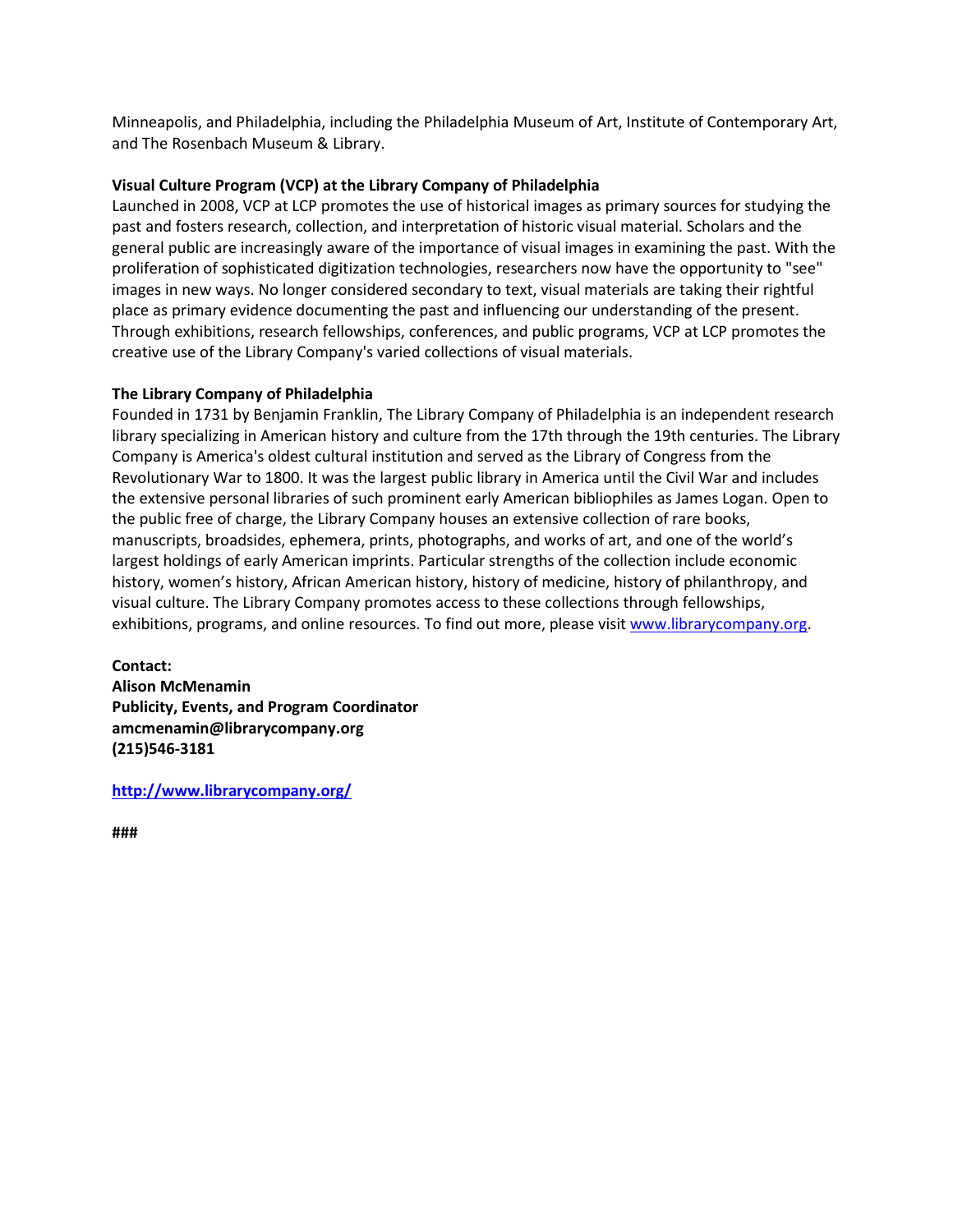Minneapolis, and Philadelphia, including the Philadelphia Museum of Art, Institute of Contemporary Art, and The Rosenbach Museum & Library.

**Visual Culture Program (VCP) at the Library Company of Philadelphia**

Launched in 2008, VCP at LCP promotes the use of historical images as primary sources for studying the past and fosters research, collection, and interpretation of historic visual material. Scholars and the general public are increasingly aware of the importance of visual images in examining the past. With the proliferation of sophisticated digitization technologies, researchers now have the opportunity to "see" images in new ways. No longer considered secondary to text, visual materials are taking their rightful place as primary evidence documenting the past and influencing our understanding of the present. Through exhibitions, research fellowships, conferences, and public programs, VCP at LCP promotes the creative use of the Library Company's varied collections of visual materials.

**The Library Company of Philadelphia**

Founded in 1731 by Benjamin Franklin, The Library Company of Philadelphia is an independent research library specializing in American history and culture from the 17th through the 19th centuries. The Library Company is America's oldest cultural institution and served as the Library of Congress from the Revolutionary War to 1800. It was the largest public library in America until the Civil War and includes the extensive personal libraries of such prominent early American bibliophiles as James Logan. Open to the public free of charge, the Library Company houses an extensive collection of rare books, manuscripts, broadsides, ephemera, prints, photographs, and works of art, and one of the world's largest holdings of early American imprints. Particular strengths of the collection include economic history, women's history, African American history, history of medicine, history of philanthropy, and visual culture. The Library Company promotes access to these collections through fellowships, exhibitions, programs, and online resources. To find out more, please visit [www.librarycompany.org](http://www.librarycompany.org).

**Contact:**
**Alison McMenamin**
**Publicity, Events, and Program Coordinator**
**amcmenamin@librarycompany.org**
**(215)546-3181**

**[http://www.librarycompany.org/](http://www.librarycompany.org/)**

**###**